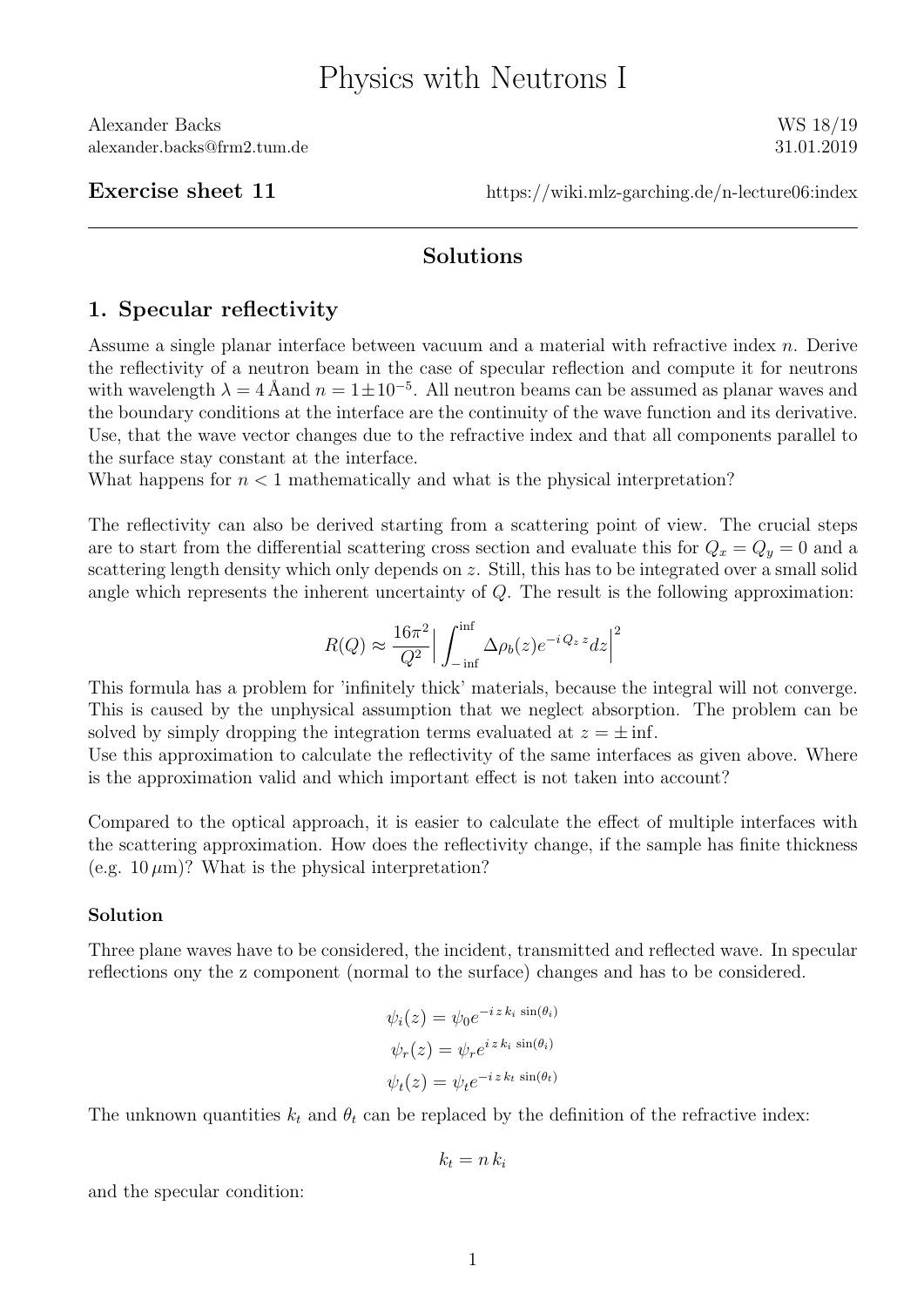# Physics with Neutrons I

Alexander Backs
alexander.backs@frm2.tum.de

WS 18/19
31.01.2019

**Exercise sheet 11** https://wiki.mlz-garching.de/n-lecture06:index

---

## Solutions

## 1. Specular reflectivity

Assume a single planar interface between vacuum and a material with refractive index $n$. Derive the reflectivity of a neutron beam in the case of specular reflection and compute it for neutrons with wavelength $\lambda = 4$ Åand $n = 1 \pm 10^{-5}$. All neutron beams can be assumed as planar waves and the boundary conditions at the interface are the continuity of the wave function and its derivative. Use, that the wave vector changes due to the refractive index and that all components parallel to the surface stay constant at the interface.
What happens for $n < 1$ mathematically and what is the physical interpretation?

The reflectivity can also be derived starting from a scattering point of view. The crucial steps are to start from the differential scattering cross section and evaluate this for $Q_x = Q_y = 0$ and a scattering length density which only depends on $z$. Still, this has to be integrated over a small solid angle which represents the inherent uncertainty of $Q$. The result is the following approximation:

$$R(Q) \approx \frac{16\pi^2}{Q^2} \Big| \int_{-\inf}^{\inf} \Delta\rho_b(z) e^{-i\,Q_z\,z} dz \Big|^2$$

This formula has a problem for 'infinitely thick' materials, because the integral will not converge. This is caused by the unphysical assumption that we neglect absorption. The problem can be solved by simply dropping the integration terms evaluated at $z = \pm\inf$.
Use this approximation to calculate the reflectivity of the same interfaces as given above. Where is the approximation valid and which important effect is not taken into account?

Compared to the optical approach, it is easier to calculate the effect of multiple interfaces with the scattering approximation. How does the reflectivity change, if the sample has finite thickness (e.g. $10\,\mu$m)? What is the physical interpretation?

### Solution

Three plane waves have to be considered, the incident, transmitted and reflected wave. In specular reflections ony the z component (normal to the surface) changes and has to be considered.

$$\psi_i(z) = \psi_0 e^{-i\,z\,k_i\,\sin(\theta_i)}$$
$$\psi_r(z) = \psi_r e^{i\,z\,k_i\,\sin(\theta_i)}$$
$$\psi_t(z) = \psi_t e^{-i\,z\,k_t\,\sin(\theta_t)}$$

The unknown quantities $k_t$ and $\theta_t$ can be replaced by the definition of the refractive index:

$$k_t = n\,k_i$$

and the specular condition: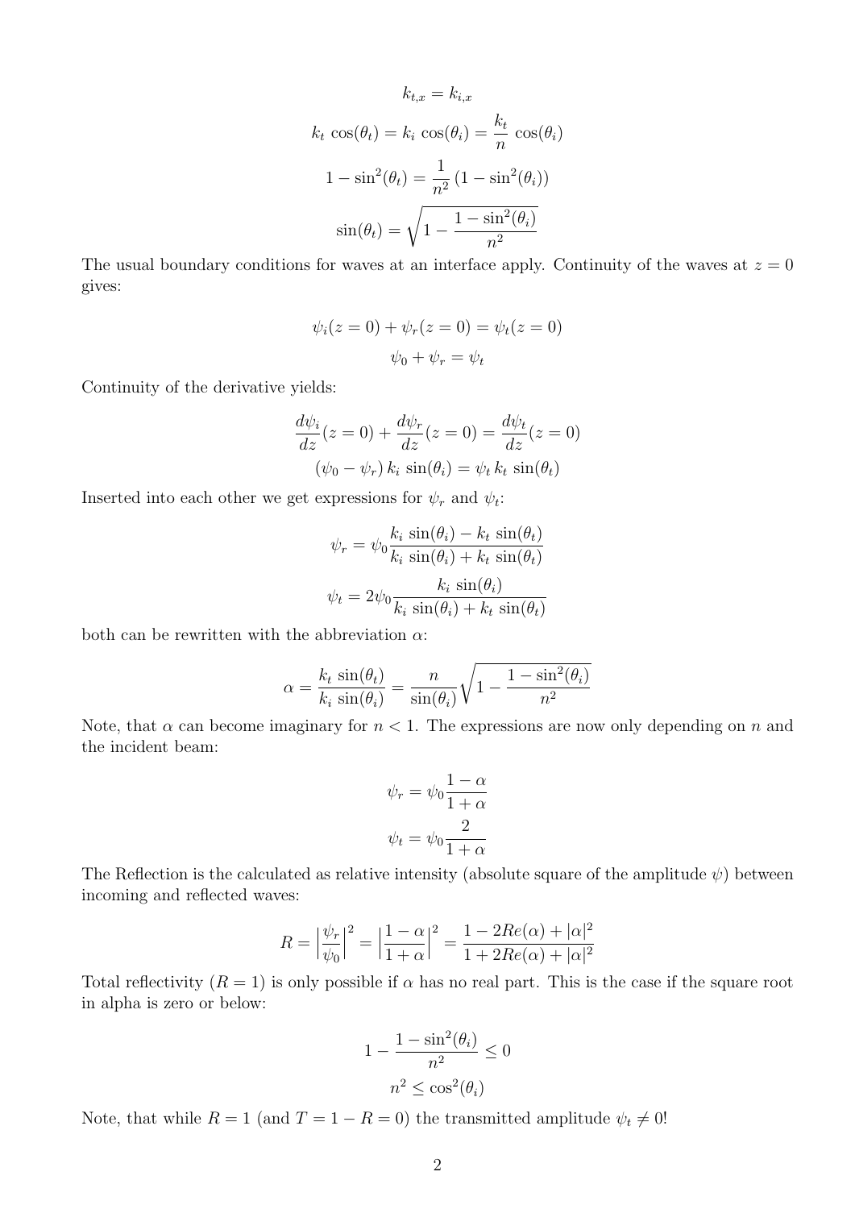$$k_{t,x} = k_{i,x}$$

$$k_t \cos(\theta_t) = k_i \cos(\theta_i) = \frac{k_t}{n} \cos(\theta_i)$$

$$1 - \sin^2(\theta_t) = \frac{1}{n^2}\left(1 - \sin^2(\theta_i)\right)$$

$$\sin(\theta_t) = \sqrt{1 - \frac{1 - \sin^2(\theta_i)}{n^2}}$$

The usual boundary conditions for waves at an interface apply. Continuity of the waves at $z = 0$ gives:

$$\psi_i(z = 0) + \psi_r(z = 0) = \psi_t(z = 0)$$

$$\psi_0 + \psi_r = \psi_t$$

Continuity of the derivative yields:

$$\frac{d\psi_i}{dz}(z = 0) + \frac{d\psi_r}{dz}(z = 0) = \frac{d\psi_t}{dz}(z = 0)$$

$$(\psi_0 - \psi_r)\, k_i \sin(\theta_i) = \psi_t\, k_t \sin(\theta_t)$$

Inserted into each other we get expressions for $\psi_r$ and $\psi_t$:

$$\psi_r = \psi_0 \frac{k_i \sin(\theta_i) - k_t \sin(\theta_t)}{k_i \sin(\theta_i) + k_t \sin(\theta_t)}$$

$$\psi_t = 2\psi_0 \frac{k_i \sin(\theta_i)}{k_i \sin(\theta_i) + k_t \sin(\theta_t)}$$

both can be rewritten with the abbreviation $\alpha$:

$$\alpha = \frac{k_t \sin(\theta_t)}{k_i \sin(\theta_i)} = \frac{n}{\sin(\theta_i)} \sqrt{1 - \frac{1 - \sin^2(\theta_i)}{n^2}}$$

Note, that $\alpha$ can become imaginary for $n < 1$. The expressions are now only depending on $n$ and the incident beam:

$$\psi_r = \psi_0 \frac{1 - \alpha}{1 + \alpha}$$

$$\psi_t = \psi_0 \frac{2}{1 + \alpha}$$

The Reflection is the calculated as relative intensity (absolute square of the amplitude $\psi$) between incoming and reflected waves:

$$R = \left|\frac{\psi_r}{\psi_0}\right|^2 = \left|\frac{1 - \alpha}{1 + \alpha}\right|^2 = \frac{1 - 2Re(\alpha) + |\alpha|^2}{1 + 2Re(\alpha) + |\alpha|^2}$$

Total reflectivity ($R = 1$) is only possible if $\alpha$ has no real part. This is the case if the square root in alpha is zero or below:

$$1 - \frac{1 - \sin^2(\theta_i)}{n^2} \leq 0$$

$$n^2 \leq \cos^2(\theta_i)$$

Note, that while $R = 1$ (and $T = 1 - R = 0$) the transmitted amplitude $\psi_t \neq 0$!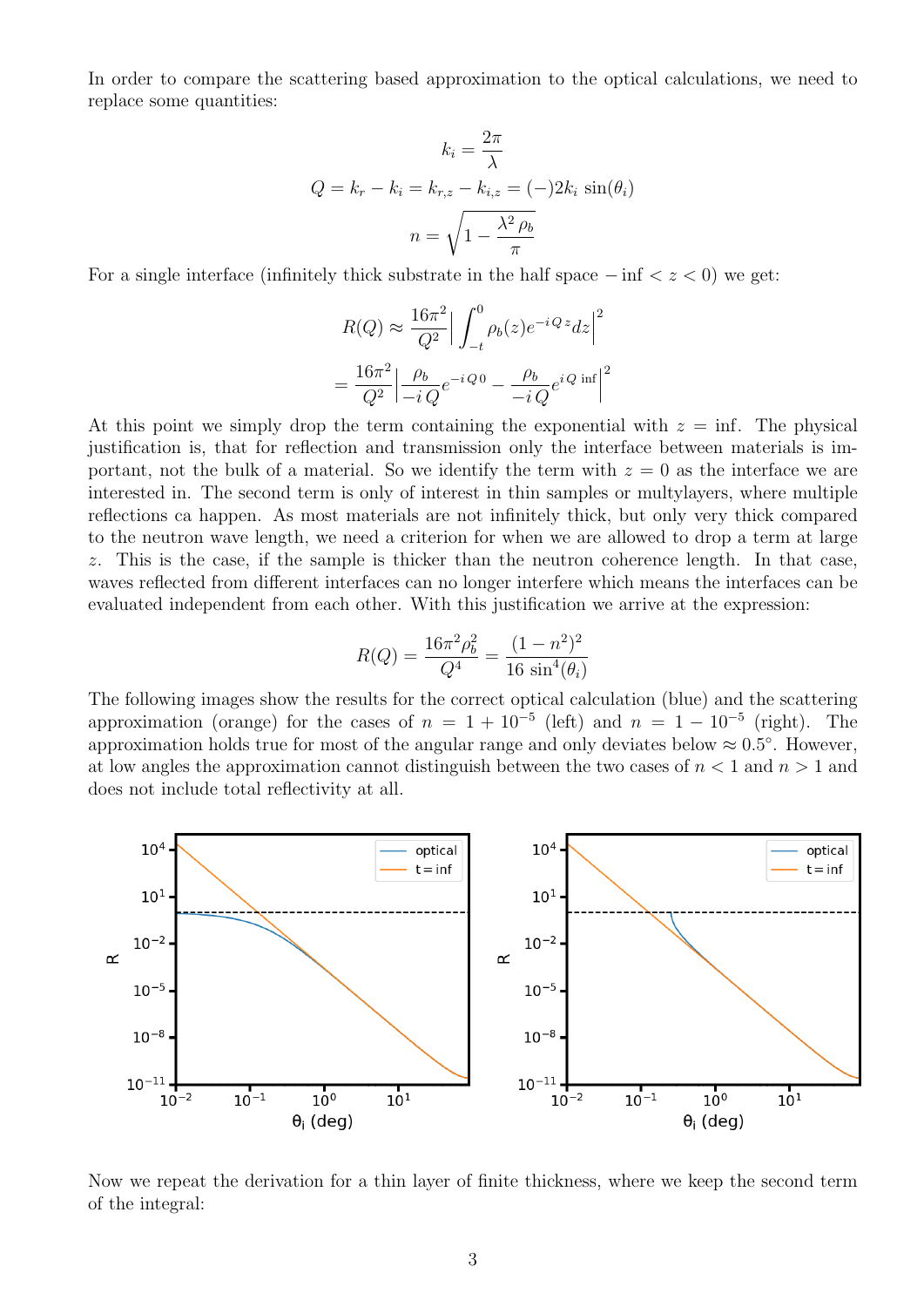In order to compare the scattering based approximation to the optical calculations, we need to replace some quantities:

$$k_i = \frac{2\pi}{\lambda}$$

$$Q = k_r - k_i = k_{r,z} - k_{i,z} = (-)2k_i \sin(\theta_i)$$

$$n = \sqrt{1 - \frac{\lambda^2 \rho_b}{\pi}}$$

For a single interface (infinitely thick substrate in the half space $-\inf < z < 0$) we get:

$$R(Q) \approx \frac{16\pi^2}{Q^2} \Big| \int_{-t}^{0} \rho_b(z) e^{-iQz} dz \Big|^2$$

$$= \frac{16\pi^2}{Q^2} \Big| \frac{\rho_b}{-i\,Q} e^{-i\,Q\,0} - \frac{\rho_b}{-i\,Q} e^{i\,Q\,\inf} \Big|^2$$

At this point we simply drop the term containing the exponential with $z = \inf$. The physical justification is, that for reflection and transmission only the interface between materials is important, not the bulk of a material. So we identify the term with $z = 0$ as the interface we are interested in. The second term is only of interest in thin samples or multylayers, where multiple reflections ca happen. As most materials are not infinitely thick, but only very thick compared to the neutron wave length, we need a criterion for when we are allowed to drop a term at large $z$. This is the case, if the sample is thicker than the neutron coherence length. In that case, waves reflected from different interfaces can no longer interfere which means the interfaces can be evaluated independent from each other. With this justification we arrive at the expression:

$$R(Q) = \frac{16\pi^2 \rho_b^2}{Q^4} = \frac{(1-n^2)^2}{16\,\sin^4(\theta_i)}$$

The following images show the results for the correct optical calculation (blue) and the scattering approximation (orange) for the cases of $n = 1 + 10^{-5}$ (left) and $n = 1 - 10^{-5}$ (right). The approximation holds true for most of the angular range and only deviates below $\approx 0.5°$. However, at low angles the approximation cannot distinguish between the two cases of $n < 1$ and $n > 1$ and does not include total reflectivity at all.

Now we repeat the derivation for a thin layer of finite thickness, where we keep the second term of the integral: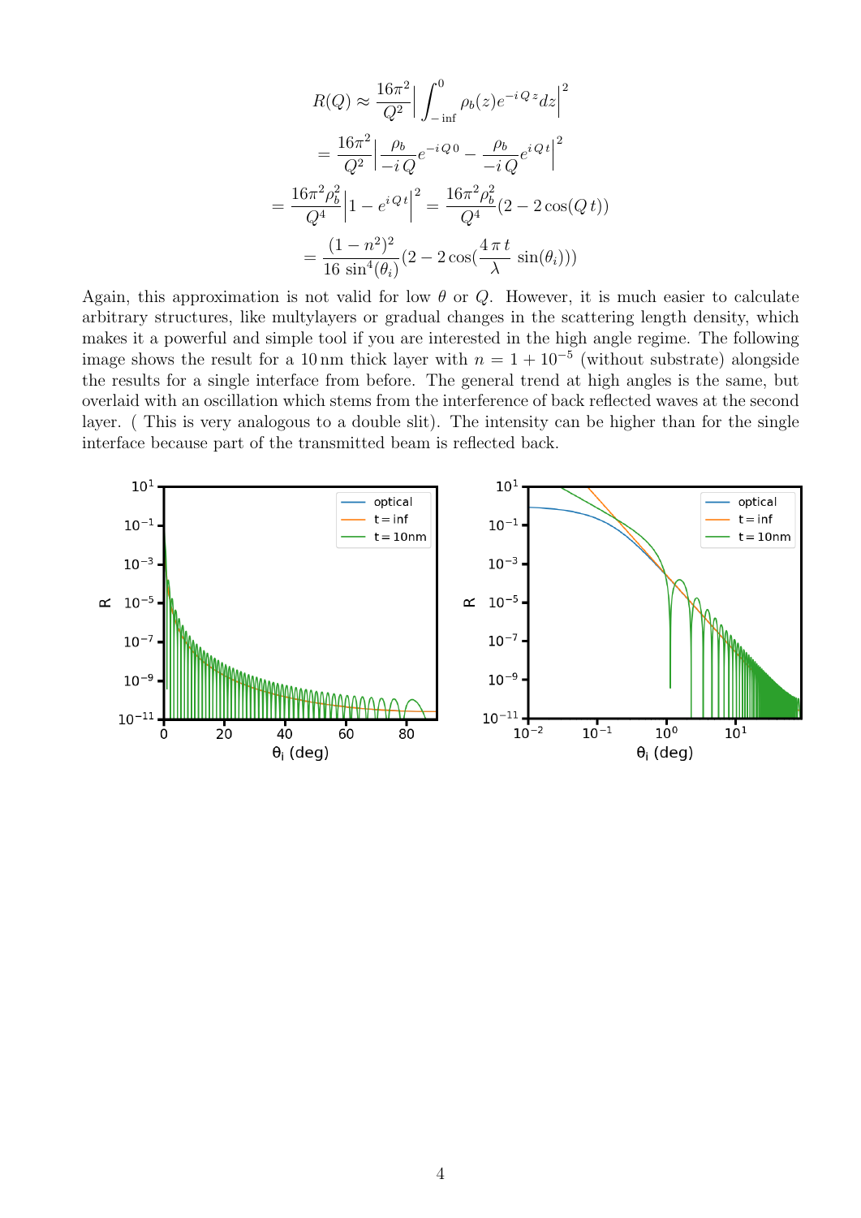$$
\begin{aligned}
R(Q) &\approx \frac{16\pi^2}{Q^2}\Big|\int_{-\inf}^{0}\rho_b(z)e^{-i\,Q\,z}dz\Big|^2 \\
&= \frac{16\pi^2}{Q^2}\Big|\frac{\rho_b}{-i\,Q}e^{-i\,Q\,0} - \frac{\rho_b}{-i\,Q}e^{i\,Q\,t}\Big|^2 \\
&= \frac{16\pi^2\rho_b^2}{Q^4}\Big|1 - e^{i\,Q\,t}\Big|^2 = \frac{16\pi^2\rho_b^2}{Q^4}(2 - 2\cos(Q\,t)) \\
&= \frac{(1-n^2)^2}{16\,\sin^4(\theta_i)}(2 - 2\cos(\frac{4\,\pi\,t}{\lambda}\,\sin(\theta_i)))
\end{aligned}
$$

Again, this approximation is not valid for low $\theta$ or $Q$. However, it is much easier to calculate arbitrary structures, like multylayers or gradual changes in the scattering length density, which makes it a powerful and simple tool if you are interested in the high angle regime. The following image shows the result for a 10 nm thick layer with $n = 1 + 10^{-5}$ (without substrate) alongside the results for a single interface from before. The general trend at high angles is the same, but overlaid with an oscillation which stems from the interference of back reflected waves at the second layer. ( This is very analogous to a double slit). The intensity can be higher than for the single interface because part of the transmitted beam is reflected back.

optical
t = inf
t = 10nm
R
$\theta_i$ (deg)